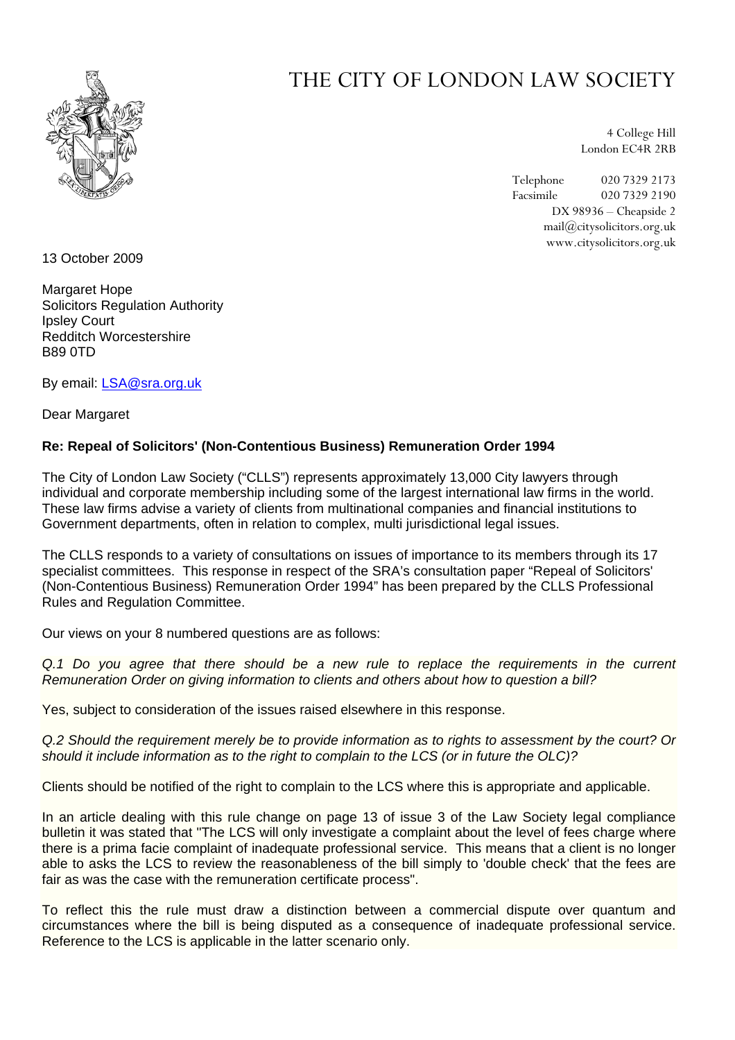# THE CITY OF LONDON LAW SOCIETY

4 College Hill
London EC4R 2RB

Telephone 020 7329 2173
Facsimile 020 7329 2190
DX 98936 – Cheapside 2
mail@citysolicitors.org.uk
www.citysolicitors.org.uk

13 October 2009

Margaret Hope
Solicitors Regulation Authority
Ipsley Court
Redditch Worcestershire
B89 0TD

By email: LSA@sra.org.uk

Dear Margaret

**Re: Repeal of Solicitors' (Non-Contentious Business) Remuneration Order 1994**

The City of London Law Society ("CLLS") represents approximately 13,000 City lawyers through individual and corporate membership including some of the largest international law firms in the world. These law firms advise a variety of clients from multinational companies and financial institutions to Government departments, often in relation to complex, multi jurisdictional legal issues.

The CLLS responds to a variety of consultations on issues of importance to its members through its 17 specialist committees. This response in respect of the SRA's consultation paper "Repeal of Solicitors' (Non-Contentious Business) Remuneration Order 1994" has been prepared by the CLLS Professional Rules and Regulation Committee.

Our views on your 8 numbered questions are as follows:

*Q.1 Do you agree that there should be a new rule to replace the requirements in the current Remuneration Order on giving information to clients and others about how to question a bill?*

Yes, subject to consideration of the issues raised elsewhere in this response.

*Q.2 Should the requirement merely be to provide information as to rights to assessment by the court? Or should it include information as to the right to complain to the LCS (or in future the OLC)?*

Clients should be notified of the right to complain to the LCS where this is appropriate and applicable.

In an article dealing with this rule change on page 13 of issue 3 of the Law Society legal compliance bulletin it was stated that "The LCS will only investigate a complaint about the level of fees charge where there is a prima facie complaint of inadequate professional service. This means that a client is no longer able to asks the LCS to review the reasonableness of the bill simply to 'double check' that the fees are fair as was the case with the remuneration certificate process".

To reflect this the rule must draw a distinction between a commercial dispute over quantum and circumstances where the bill is being disputed as a consequence of inadequate professional service. Reference to the LCS is applicable in the latter scenario only.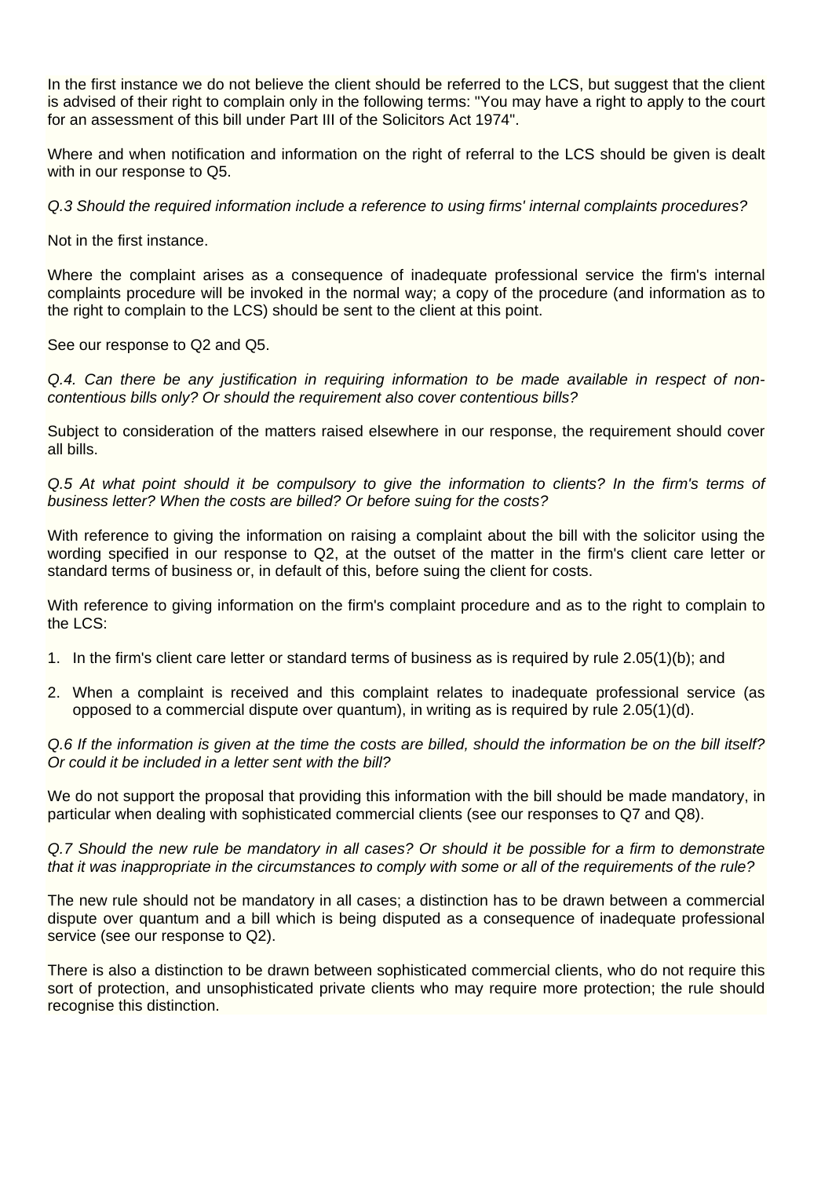In the first instance we do not believe the client should be referred to the LCS, but suggest that the client is advised of their right to complain only in the following terms: "You may have a right to apply to the court for an assessment of this bill under Part III of the Solicitors Act 1974".

Where and when notification and information on the right of referral to the LCS should be given is dealt with in our response to Q5.

*Q.3 Should the required information include a reference to using firms' internal complaints procedures?*

Not in the first instance.

Where the complaint arises as a consequence of inadequate professional service the firm's internal complaints procedure will be invoked in the normal way; a copy of the procedure (and information as to the right to complain to the LCS) should be sent to the client at this point.

See our response to Q2 and Q5.

*Q.4. Can there be any justification in requiring information to be made available in respect of non-contentious bills only? Or should the requirement also cover contentious bills?*

Subject to consideration of the matters raised elsewhere in our response, the requirement should cover all bills.

*Q.5 At what point should it be compulsory to give the information to clients? In the firm's terms of business letter? When the costs are billed? Or before suing for the costs?*

With reference to giving the information on raising a complaint about the bill with the solicitor using the wording specified in our response to Q2, at the outset of the matter in the firm's client care letter or standard terms of business or, in default of this, before suing the client for costs.

With reference to giving information on the firm's complaint procedure and as to the right to complain to the LCS:

1. In the firm's client care letter or standard terms of business as is required by rule 2.05(1)(b); and
2. When a complaint is received and this complaint relates to inadequate professional service (as opposed to a commercial dispute over quantum), in writing as is required by rule 2.05(1)(d).

*Q.6 If the information is given at the time the costs are billed, should the information be on the bill itself? Or could it be included in a letter sent with the bill?*

We do not support the proposal that providing this information with the bill should be made mandatory, in particular when dealing with sophisticated commercial clients (see our responses to Q7 and Q8).

*Q.7 Should the new rule be mandatory in all cases? Or should it be possible for a firm to demonstrate that it was inappropriate in the circumstances to comply with some or all of the requirements of the rule?*

The new rule should not be mandatory in all cases; a distinction has to be drawn between a commercial dispute over quantum and a bill which is being disputed as a consequence of inadequate professional service (see our response to Q2).

There is also a distinction to be drawn between sophisticated commercial clients, who do not require this sort of protection, and unsophisticated private clients who may require more protection; the rule should recognise this distinction.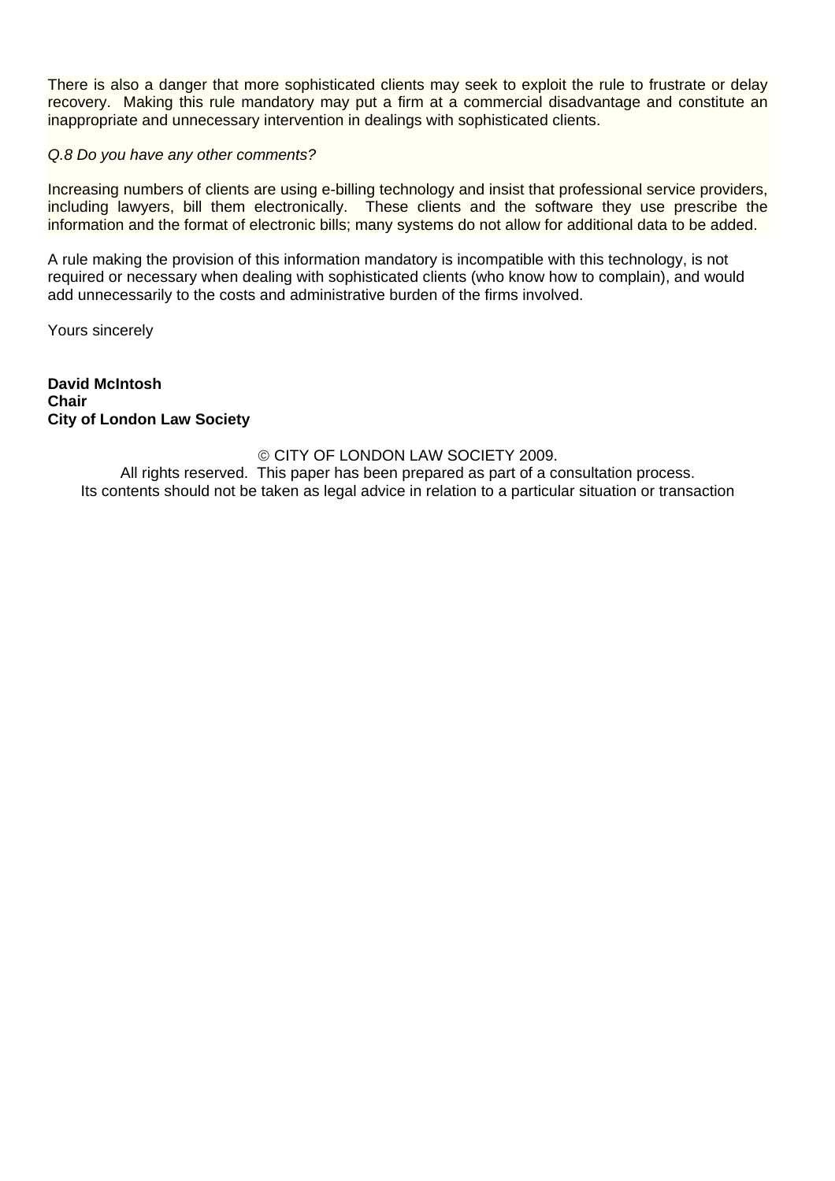There is also a danger that more sophisticated clients may seek to exploit the rule to frustrate or delay recovery. Making this rule mandatory may put a firm at a commercial disadvantage and constitute an inappropriate and unnecessary intervention in dealings with sophisticated clients.

*Q.8 Do you have any other comments?*

Increasing numbers of clients are using e-billing technology and insist that professional service providers, including lawyers, bill them electronically. These clients and the software they use prescribe the information and the format of electronic bills; many systems do not allow for additional data to be added.

A rule making the provision of this information mandatory is incompatible with this technology, is not required or necessary when dealing with sophisticated clients (who know how to complain), and would add unnecessarily to the costs and administrative burden of the firms involved.

Yours sincerely

**David McIntosh**
**Chair**
**City of London Law Society**

© CITY OF LONDON LAW SOCIETY 2009.
All rights reserved. This paper has been prepared as part of a consultation process.
Its contents should not be taken as legal advice in relation to a particular situation or transaction